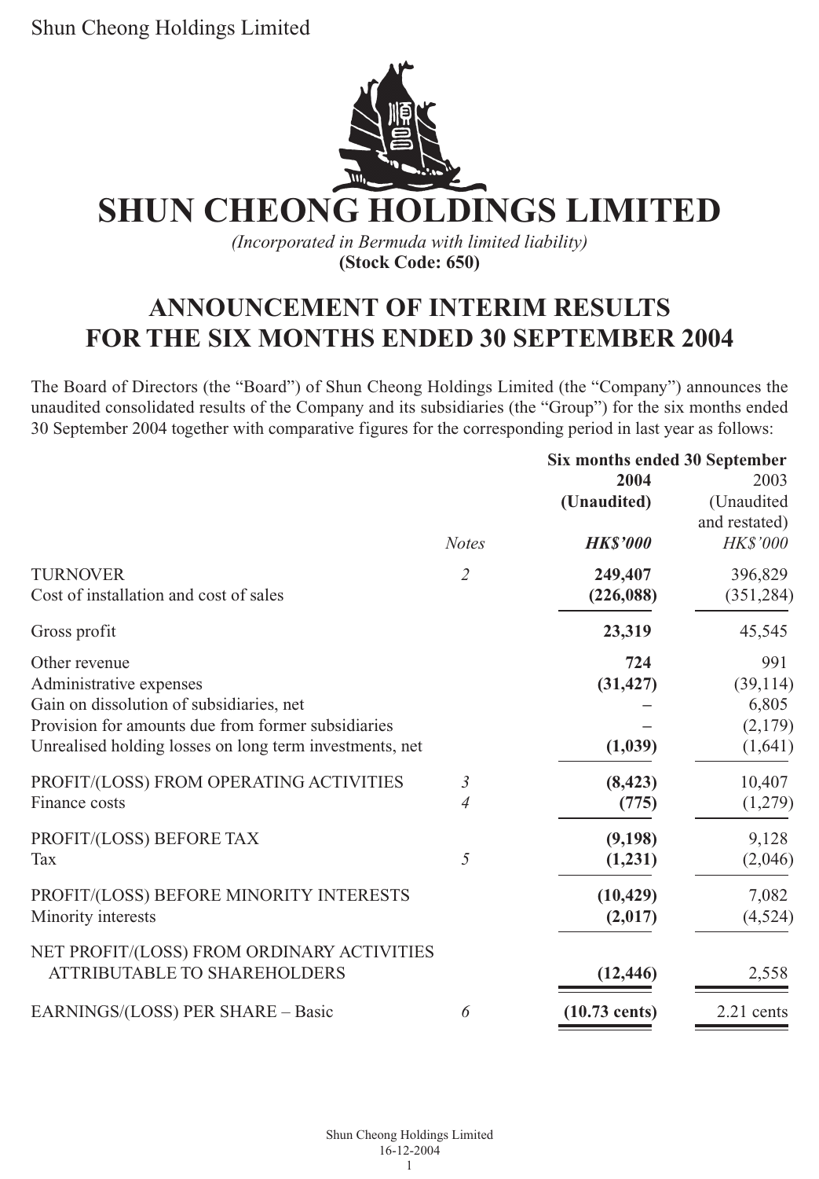# SHUN CHEONG HOLDINGS LIMITED

*(Incorporated in Bermuda with limited liability)*
**(Stock Code: 650)**

## ANNOUNCEMENT OF INTERIM RESULTS FOR THE SIX MONTHS ENDED 30 SEPTEMBER 2004

The Board of Directors (the "Board") of Shun Cheong Holdings Limited (the "Company") announces the unaudited consolidated results of the Company and its subsidiaries (the "Group") for the six months ended 30 September 2004 together with comparative figures for the corresponding period in last year as follows:

| | | Six months ended 30 September | |
|---|---|---|---|
| | | **2004** | 2003 |
| | | **(Unaudited)** | (Unaudited and restated) |
| | *Notes* | ***HK$'000*** | *HK$'000* |
| TURNOVER | *2* | **249,407** | 396,829 |
| Cost of installation and cost of sales | | **(226,088)** | (351,284) |
| Gross profit | | **23,319** | 45,545 |
| Other revenue | | **724** | 991 |
| Administrative expenses | | **(31,427)** | (39,114) |
| Gain on dissolution of subsidiaries, net | | **–** | 6,805 |
| Provision for amounts due from former subsidiaries | | **–** | (2,179) |
| Unrealised holding losses on long term investments, net | | **(1,039)** | (1,641) |
| PROFIT/(LOSS) FROM OPERATING ACTIVITIES | *3* | **(8,423)** | 10,407 |
| Finance costs | *4* | **(775)** | (1,279) |
| PROFIT/(LOSS) BEFORE TAX | | **(9,198)** | 9,128 |
| Tax | *5* | **(1,231)** | (2,046) |
| PROFIT/(LOSS) BEFORE MINORITY INTERESTS | | **(10,429)** | 7,082 |
| Minority interests | | **(2,017)** | (4,524) |
| NET PROFIT/(LOSS) FROM ORDINARY ACTIVITIES ATTRIBUTABLE TO SHAREHOLDERS | | **(12,446)** | 2,558 |
| EARNINGS/(LOSS) PER SHARE – Basic | *6* | **(10.73 cents)** | 2.21 cents |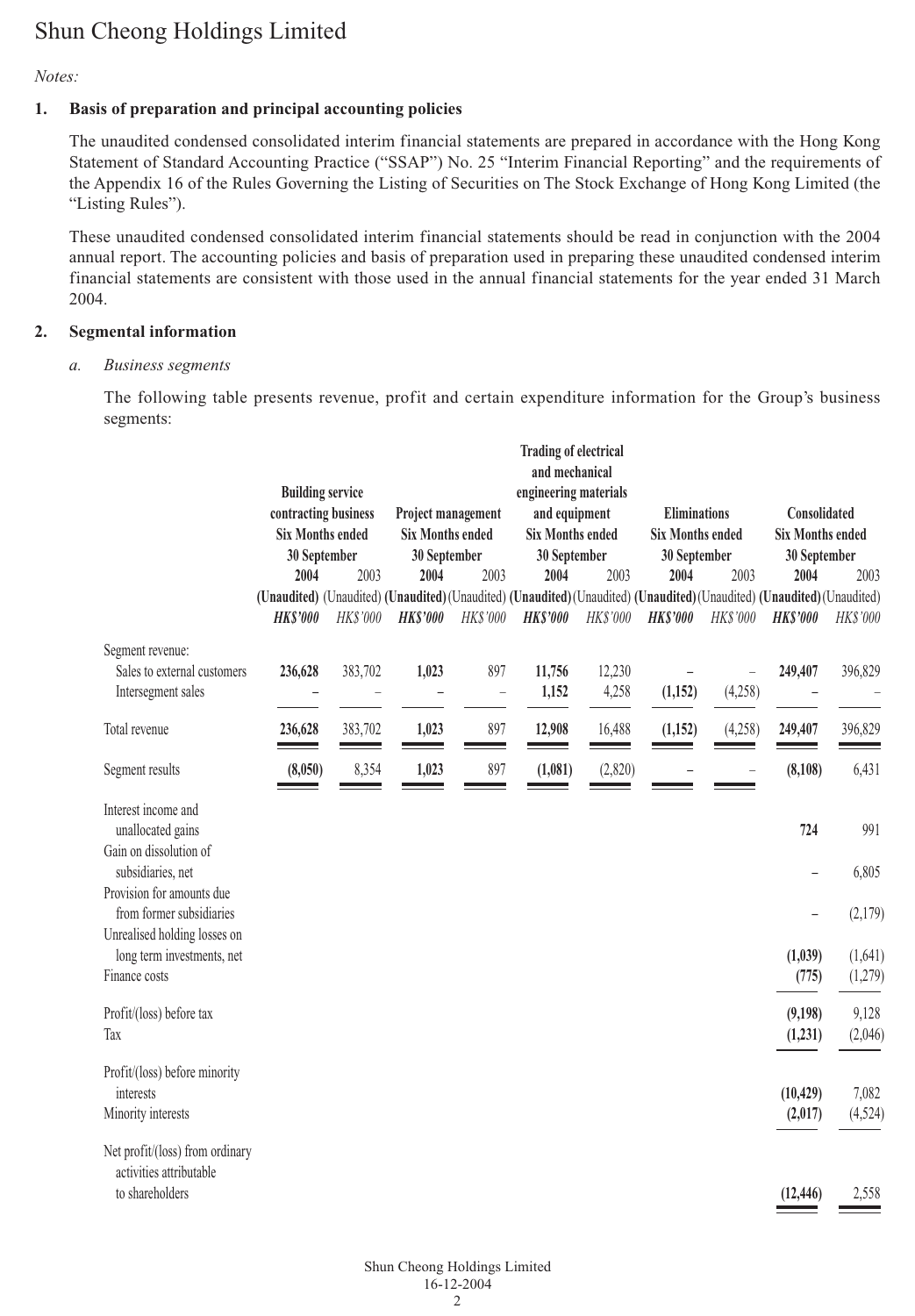*Notes:*

## 1. Basis of preparation and principal accounting policies

The unaudited condensed consolidated interim financial statements are prepared in accordance with the Hong Kong Statement of Standard Accounting Practice ("SSAP") No. 25 "Interim Financial Reporting" and the requirements of the Appendix 16 of the Rules Governing the Listing of Securities on The Stock Exchange of Hong Kong Limited (the "Listing Rules").

These unaudited condensed consolidated interim financial statements should be read in conjunction with the 2004 annual report. The accounting policies and basis of preparation used in preparing these unaudited condensed interim financial statements are consistent with those used in the annual financial statements for the year ended 31 March 2004.

## 2. Segmental information

*a. Business segments*

The following table presents revenue, profit and certain expenditure information for the Group's business segments:

| | Building service contracting business Six Months ended 30 September | | Project management Six Months ended 30 September | | Trading of electrical and mechanical engineering materials and equipment Six Months ended 30 September | | Eliminations Six Months ended 30 September | | Consolidated Six Months ended 30 September | |
|---|---|---|---|---|---|---|---|---|---|---|
| | **2004** | 2003 | **2004** | 2003 | **2004** | 2003 | **2004** | 2003 | **2004** | 2003 |
| | **(Unaudited)** | (Unaudited) | **(Unaudited)** | (Unaudited) | **(Unaudited)** | (Unaudited) | **(Unaudited)** | (Unaudited) | **(Unaudited)** | (Unaudited) |
| | ***HK$'000*** | *HK$'000* | ***HK$'000*** | *HK$'000* | ***HK$'000*** | *HK$'000* | ***HK$'000*** | *HK$'000* | ***HK$'000*** | *HK$'000* |
| Segment revenue: | | | | | | | | | | |
| Sales to external customers | **236,628** | 383,702 | **1,023** | 897 | **11,756** | 12,230 | **–** | – | **249,407** | 396,829 |
| Intersegment sales | **–** | – | **–** | – | **1,152** | 4,258 | **(1,152)** | (4,258) | **–** | – |
| Total revenue | **236,628** | 383,702 | **1,023** | 897 | **12,908** | 16,488 | **(1,152)** | (4,258) | **249,407** | 396,829 |
| Segment results | **(8,050)** | 8,354 | **1,023** | 897 | **(1,081)** | (2,820) | **–** | – | **(8,108)** | 6,431 |
| Interest income and unallocated gains | | | | | | | | | **724** | 991 |
| Gain on dissolution of subsidiaries, net | | | | | | | | | **–** | 6,805 |
| Provision for amounts due from former subsidiaries | | | | | | | | | **–** | (2,179) |
| Unrealised holding losses on long term investments, net | | | | | | | | | **(1,039)** | (1,641) |
| Finance costs | | | | | | | | | **(775)** | (1,279) |
| Profit/(loss) before tax | | | | | | | | | **(9,198)** | 9,128 |
| Tax | | | | | | | | | **(1,231)** | (2,046) |
| Profit/(loss) before minority interests | | | | | | | | | **(10,429)** | 7,082 |
| Minority interests | | | | | | | | | **(2,017)** | (4,524) |
| Net profit/(loss) from ordinary activities attributable to shareholders | | | | | | | | | **(12,446)** | 2,558 |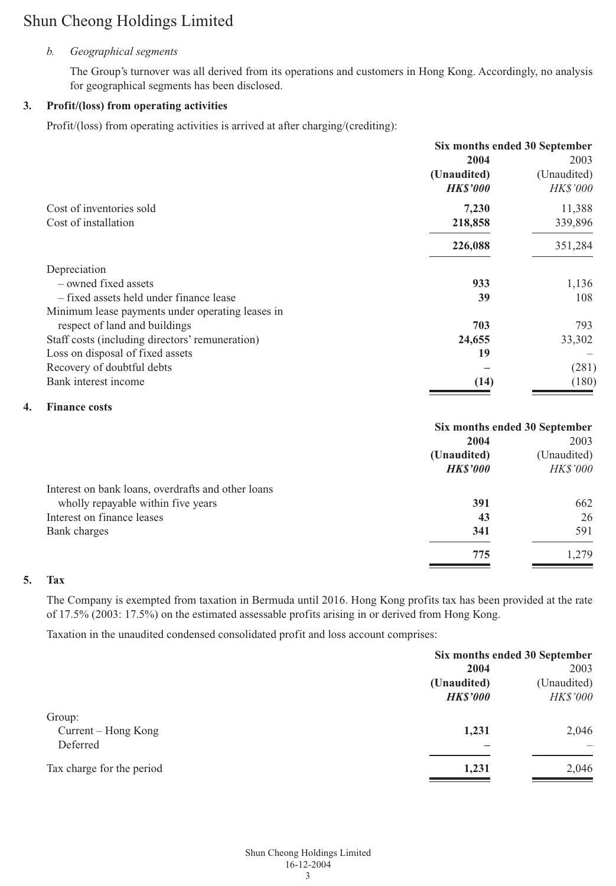*b. Geographical segments*

The Group's turnover was all derived from its operations and customers in Hong Kong. Accordingly, no analysis for geographical segments has been disclosed.

## 3. Profit/(loss) from operating activities

Profit/(loss) from operating activities is arrived at after charging/(crediting):

| | Six months ended 30 September | |
|---|---|---|
| | **2004** | 2003 |
| | **(Unaudited)** | (Unaudited) |
| | ***HK$'000*** | *HK$'000* |
| Cost of inventories sold | **7,230** | 11,388 |
| Cost of installation | **218,858** | 339,896 |
| | **226,088** | 351,284 |
| Depreciation | | |
| – owned fixed assets | **933** | 1,136 |
| – fixed assets held under finance lease | **39** | 108 |
| Minimum lease payments under operating leases in respect of land and buildings | **703** | 793 |
| Staff costs (including directors' remuneration) | **24,655** | 33,302 |
| Loss on disposal of fixed assets | **19** | – |
| Recovery of doubtful debts | **–** | (281) |
| Bank interest income | **(14)** | (180) |

## 4. Finance costs

| | Six months ended 30 September | |
|---|---|---|
| | **2004** | 2003 |
| | **(Unaudited)** | (Unaudited) |
| | ***HK$'000*** | *HK$'000* |
| Interest on bank loans, overdrafts and other loans wholly repayable within five years | **391** | 662 |
| Interest on finance leases | **43** | 26 |
| Bank charges | **341** | 591 |
| | **775** | 1,279 |

## 5. Tax

The Company is exempted from taxation in Bermuda until 2016. Hong Kong profits tax has been provided at the rate of 17.5% (2003: 17.5%) on the estimated assessable profits arising in or derived from Hong Kong.

Taxation in the unaudited condensed consolidated profit and loss account comprises:

| | Six months ended 30 September | |
|---|---|---|
| | **2004** | 2003 |
| | **(Unaudited)** | (Unaudited) |
| | ***HK$'000*** | *HK$'000* |
| Group: | | |
| Current – Hong Kong | **1,231** | 2,046 |
| Deferred | **–** | – |
| Tax charge for the period | **1,231** | 2,046 |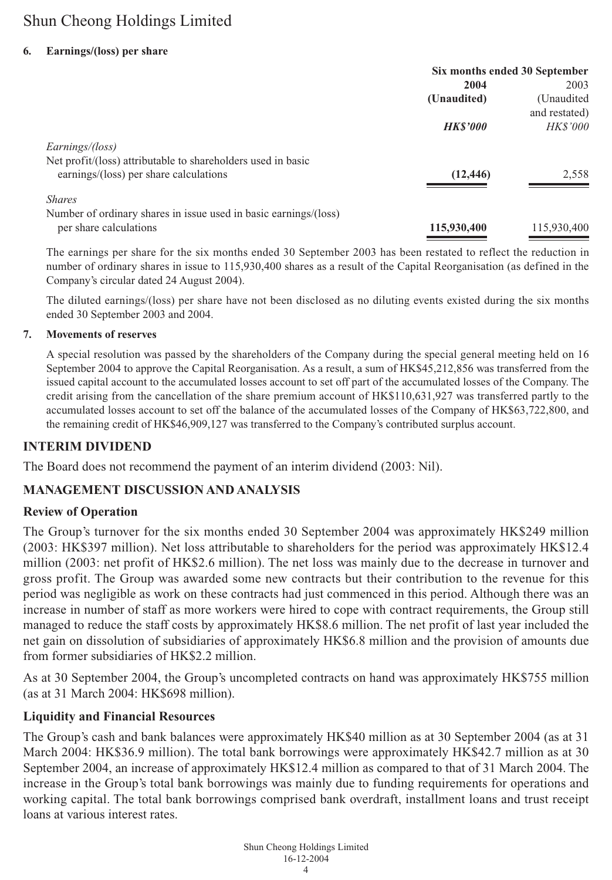**6. Earnings/(loss) per share**

| | Six months ended 30 September | |
|---|---|---|
| | **2004** | 2003 |
| | **(Unaudited)** | (Unaudited and restated) |
| | ***HK$'000*** | *HK$'000* |
| *Earnings/(loss)* | | |
| Net profit/(loss) attributable to shareholders used in basic earnings/(loss) per share calculations | **(12,446)** | 2,558 |
| *Shares* | | |
| Number of ordinary shares in issue used in basic earnings/(loss) per share calculations | **115,930,400** | 115,930,400 |

The earnings per share for the six months ended 30 September 2003 has been restated to reflect the reduction in number of ordinary shares in issue to 115,930,400 shares as a result of the Capital Reorganisation (as defined in the Company's circular dated 24 August 2004).

The diluted earnings/(loss) per share have not been disclosed as no diluting events existed during the six months ended 30 September 2003 and 2004.

**7. Movements of reserves**

A special resolution was passed by the shareholders of the Company during the special general meeting held on 16 September 2004 to approve the Capital Reorganisation. As a result, a sum of HK$45,212,856 was transferred from the issued capital account to the accumulated losses account to set off part of the accumulated losses of the Company. The credit arising from the cancellation of the share premium account of HK$110,631,927 was transferred partly to the accumulated losses account to set off the balance of the accumulated losses of the Company of HK$63,722,800, and the remaining credit of HK$46,909,127 was transferred to the Company's contributed surplus account.

## INTERIM DIVIDEND

The Board does not recommend the payment of an interim dividend (2003: Nil).

## MANAGEMENT DISCUSSION AND ANALYSIS

### Review of Operation

The Group's turnover for the six months ended 30 September 2004 was approximately HK$249 million (2003: HK$397 million). Net loss attributable to shareholders for the period was approximately HK$12.4 million (2003: net profit of HK$2.6 million). The net loss was mainly due to the decrease in turnover and gross profit. The Group was awarded some new contracts but their contribution to the revenue for this period was negligible as work on these contracts had just commenced in this period. Although there was an increase in number of staff as more workers were hired to cope with contract requirements, the Group still managed to reduce the staff costs by approximately HK$8.6 million. The net profit of last year included the net gain on dissolution of subsidiaries of approximately HK$6.8 million and the provision of amounts due from former subsidiaries of HK$2.2 million.

As at 30 September 2004, the Group's uncompleted contracts on hand was approximately HK$755 million (as at 31 March 2004: HK$698 million).

### Liquidity and Financial Resources

The Group's cash and bank balances were approximately HK$40 million as at 30 September 2004 (as at 31 March 2004: HK$36.9 million). The total bank borrowings were approximately HK$42.7 million as at 30 September 2004, an increase of approximately HK$12.4 million as compared to that of 31 March 2004. The increase in the Group's total bank borrowings was mainly due to funding requirements for operations and working capital. The total bank borrowings comprised bank overdraft, installment loans and trust receipt loans at various interest rates.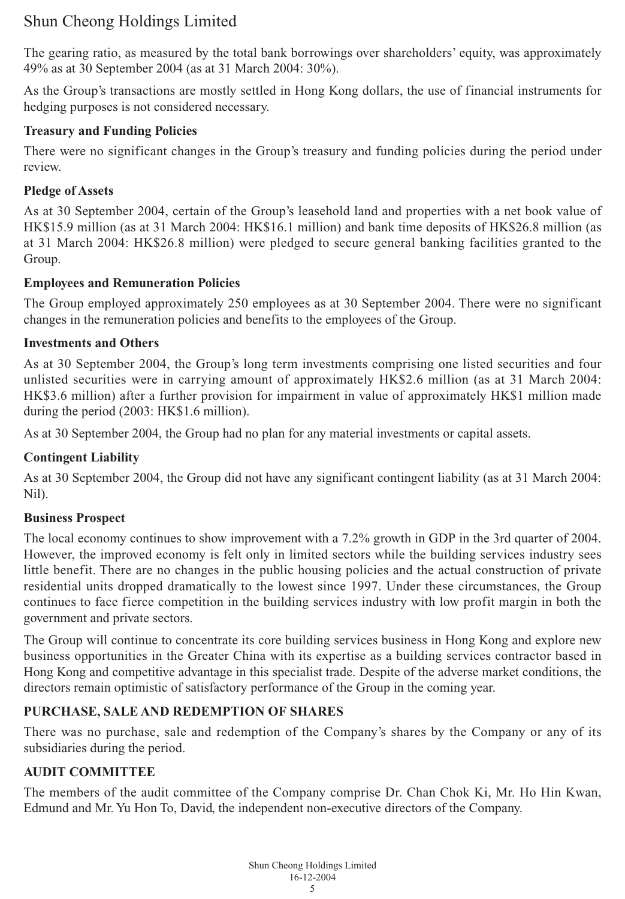The gearing ratio, as measured by the total bank borrowings over shareholders' equity, was approximately 49% as at 30 September 2004 (as at 31 March 2004: 30%).

As the Group's transactions are mostly settled in Hong Kong dollars, the use of financial instruments for hedging purposes is not considered necessary.

**Treasury and Funding Policies**

There were no significant changes in the Group's treasury and funding policies during the period under review.

**Pledge of Assets**

As at 30 September 2004, certain of the Group's leasehold land and properties with a net book value of HK$15.9 million (as at 31 March 2004: HK$16.1 million) and bank time deposits of HK$26.8 million (as at 31 March 2004: HK$26.8 million) were pledged to secure general banking facilities granted to the Group.

**Employees and Remuneration Policies**

The Group employed approximately 250 employees as at 30 September 2004. There were no significant changes in the remuneration policies and benefits to the employees of the Group.

**Investments and Others**

As at 30 September 2004, the Group's long term investments comprising one listed securities and four unlisted securities were in carrying amount of approximately HK$2.6 million (as at 31 March 2004: HK$3.6 million) after a further provision for impairment in value of approximately HK$1 million made during the period (2003: HK$1.6 million).

As at 30 September 2004, the Group had no plan for any material investments or capital assets.

**Contingent Liability**

As at 30 September 2004, the Group did not have any significant contingent liability (as at 31 March 2004: Nil).

**Business Prospect**

The local economy continues to show improvement with a 7.2% growth in GDP in the 3rd quarter of 2004. However, the improved economy is felt only in limited sectors while the building services industry sees little benefit. There are no changes in the public housing policies and the actual construction of private residential units dropped dramatically to the lowest since 1997. Under these circumstances, the Group continues to face fierce competition in the building services industry with low profit margin in both the government and private sectors.

The Group will continue to concentrate its core building services business in Hong Kong and explore new business opportunities in the Greater China with its expertise as a building services contractor based in Hong Kong and competitive advantage in this specialist trade. Despite of the adverse market conditions, the directors remain optimistic of satisfactory performance of the Group in the coming year.

## PURCHASE, SALE AND REDEMPTION OF SHARES

There was no purchase, sale and redemption of the Company's shares by the Company or any of its subsidiaries during the period.

## AUDIT COMMITTEE

The members of the audit committee of the Company comprise Dr. Chan Chok Ki, Mr. Ho Hin Kwan, Edmund and Mr. Yu Hon To, David, the independent non-executive directors of the Company.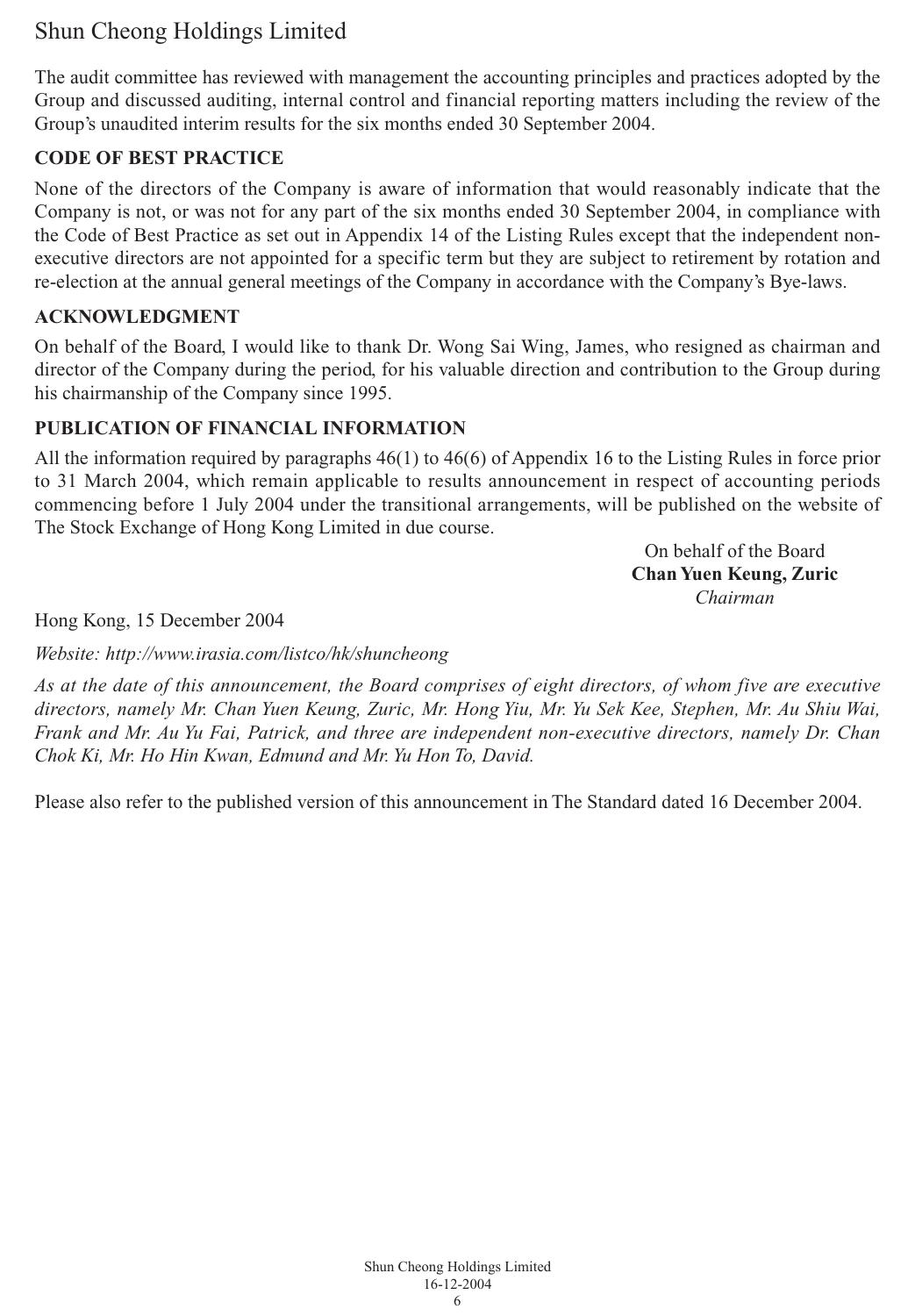The audit committee has reviewed with management the accounting principles and practices adopted by the Group and discussed auditing, internal control and financial reporting matters including the review of the Group's unaudited interim results for the six months ended 30 September 2004.

## CODE OF BEST PRACTICE

None of the directors of the Company is aware of information that would reasonably indicate that the Company is not, or was not for any part of the six months ended 30 September 2004, in compliance with the Code of Best Practice as set out in Appendix 14 of the Listing Rules except that the independent non-executive directors are not appointed for a specific term but they are subject to retirement by rotation and re-election at the annual general meetings of the Company in accordance with the Company's Bye-laws.

## ACKNOWLEDGMENT

On behalf of the Board, I would like to thank Dr. Wong Sai Wing, James, who resigned as chairman and director of the Company during the period, for his valuable direction and contribution to the Group during his chairmanship of the Company since 1995.

## PUBLICATION OF FINANCIAL INFORMATION

All the information required by paragraphs 46(1) to 46(6) of Appendix 16 to the Listing Rules in force prior to 31 March 2004, which remain applicable to results announcement in respect of accounting periods commencing before 1 July 2004 under the transitional arrangements, will be published on the website of The Stock Exchange of Hong Kong Limited in due course.

On behalf of the Board
**Chan Yuen Keung, Zuric**
*Chairman*

Hong Kong, 15 December 2004

*Website: http://www.irasia.com/listco/hk/shuncheong*

*As at the date of this announcement, the Board comprises of eight directors, of whom five are executive directors, namely Mr. Chan Yuen Keung, Zuric, Mr. Hong Yiu, Mr. Yu Sek Kee, Stephen, Mr. Au Shiu Wai, Frank and Mr. Au Yu Fai, Patrick, and three are independent non-executive directors, namely Dr. Chan Chok Ki, Mr. Ho Hin Kwan, Edmund and Mr. Yu Hon To, David.*

Please also refer to the published version of this announcement in The Standard dated 16 December 2004.